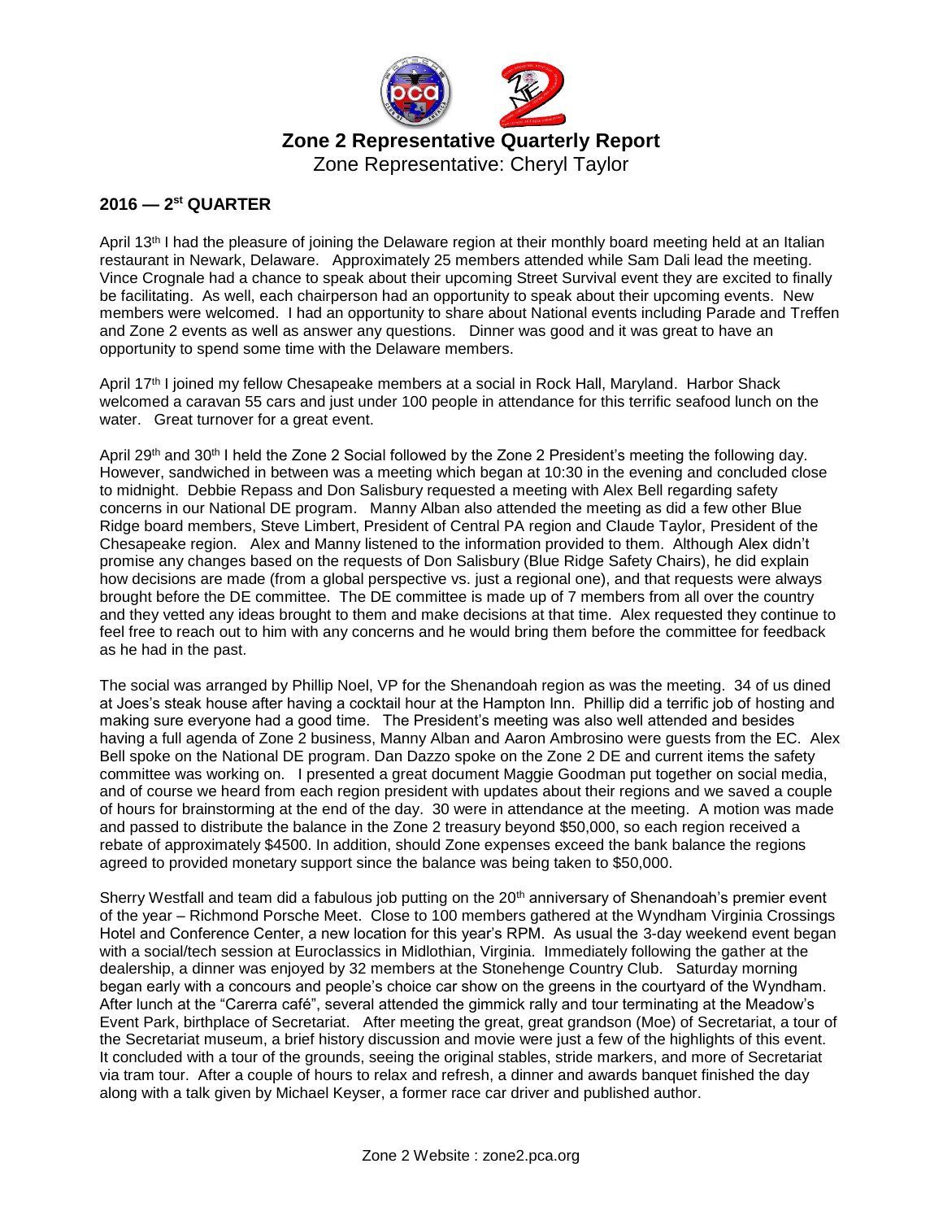# Zone 2 Representative Quarterly Report

Zone Representative: Cheryl Taylor

## 2016 — 2nd QUARTER

April 13th I had the pleasure of joining the Delaware region at their monthly board meeting held at an Italian restaurant in Newark, Delaware. Approximately 25 members attended while Sam Dali lead the meeting. Vince Crognale had a chance to speak about their upcoming Street Survival event they are excited to finally be facilitating. As well, each chairperson had an opportunity to speak about their upcoming events. New members were welcomed. I had an opportunity to share about National events including Parade and Treffen and Zone 2 events as well as answer any questions. Dinner was good and it was great to have an opportunity to spend some time with the Delaware members.

April 17th I joined my fellow Chesapeake members at a social in Rock Hall, Maryland. Harbor Shack welcomed a caravan 55 cars and just under 100 people in attendance for this terrific seafood lunch on the water. Great turnover for a great event.

April 29th and 30th I held the Zone 2 Social followed by the Zone 2 President's meeting the following day. However, sandwiched in between was a meeting which began at 10:30 in the evening and concluded close to midnight. Debbie Repass and Don Salisbury requested a meeting with Alex Bell regarding safety concerns in our National DE program. Manny Alban also attended the meeting as did a few other Blue Ridge board members, Steve Limbert, President of Central PA region and Claude Taylor, President of the Chesapeake region. Alex and Manny listened to the information provided to them. Although Alex didn't promise any changes based on the requests of Don Salisbury (Blue Ridge Safety Chairs), he did explain how decisions are made (from a global perspective vs. just a regional one), and that requests were always brought before the DE committee. The DE committee is made up of 7 members from all over the country and they vetted any ideas brought to them and make decisions at that time. Alex requested they continue to feel free to reach out to him with any concerns and he would bring them before the committee for feedback as he had in the past.

The social was arranged by Phillip Noel, VP for the Shenandoah region as was the meeting. 34 of us dined at Joes's steak house after having a cocktail hour at the Hampton Inn. Phillip did a terrific job of hosting and making sure everyone had a good time. The President's meeting was also well attended and besides having a full agenda of Zone 2 business, Manny Alban and Aaron Ambrosino were guests from the EC. Alex Bell spoke on the National DE program. Dan Dazzo spoke on the Zone 2 DE and current items the safety committee was working on. I presented a great document Maggie Goodman put together on social media, and of course we heard from each region president with updates about their regions and we saved a couple of hours for brainstorming at the end of the day. 30 were in attendance at the meeting. A motion was made and passed to distribute the balance in the Zone 2 treasury beyond $50,000, so each region received a rebate of approximately $4500. In addition, should Zone expenses exceed the bank balance the regions agreed to provided monetary support since the balance was being taken to $50,000.

Sherry Westfall and team did a fabulous job putting on the 20th anniversary of Shenandoah's premier event of the year – Richmond Porsche Meet. Close to 100 members gathered at the Wyndham Virginia Crossings Hotel and Conference Center, a new location for this year's RPM. As usual the 3-day weekend event began with a social/tech session at Euroclassics in Midlothian, Virginia. Immediately following the gather at the dealership, a dinner was enjoyed by 32 members at the Stonehenge Country Club. Saturday morning began early with a concours and people's choice car show on the greens in the courtyard of the Wyndham. After lunch at the "Carerra café", several attended the gimmick rally and tour terminating at the Meadow's Event Park, birthplace of Secretariat. After meeting the great, great grandson (Moe) of Secretariat, a tour of the Secretariat museum, a brief history discussion and movie were just a few of the highlights of this event. It concluded with a tour of the grounds, seeing the original stables, stride markers, and more of Secretariat via tram tour. After a couple of hours to relax and refresh, a dinner and awards banquet finished the day along with a talk given by Michael Keyser, a former race car driver and published author.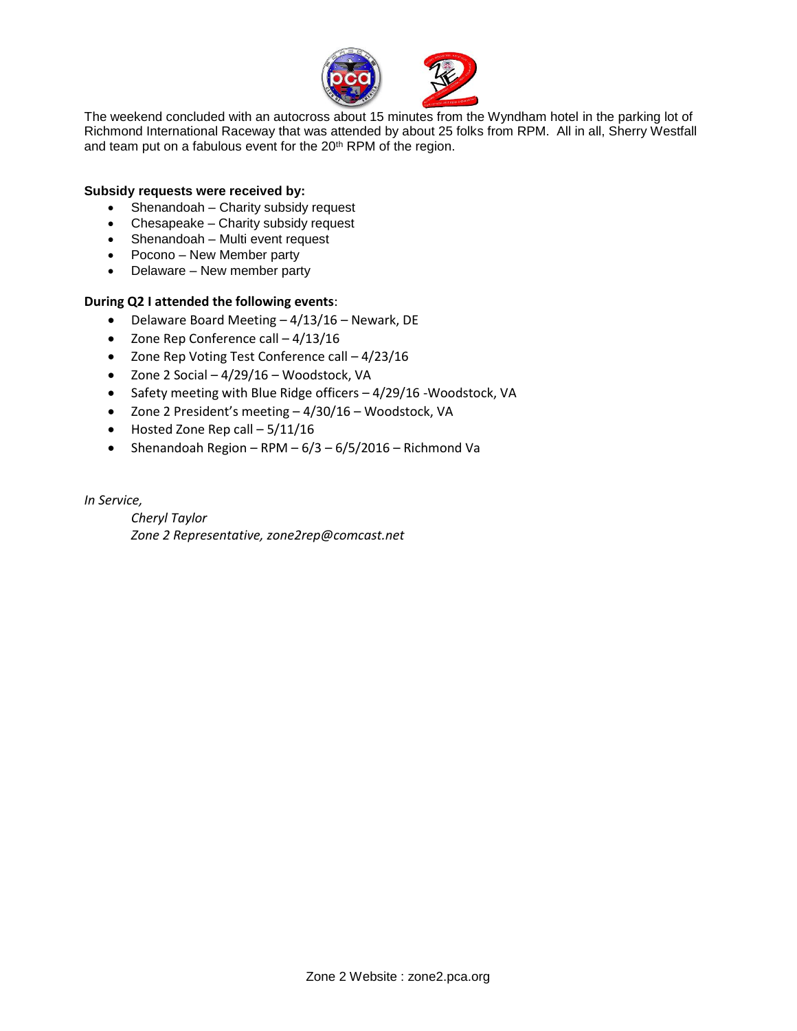The weekend concluded with an autocross about 15 minutes from the Wyndham hotel in the parking lot of Richmond International Raceway that was attended by about 25 folks from RPM. All in all, Sherry Westfall and team put on a fabulous event for the 20th RPM of the region.

**Subsidy requests were received by:**

- Shenandoah – Charity subsidy request
- Chesapeake – Charity subsidy request
- Shenandoah – Multi event request
- Pocono – New Member party
- Delaware – New member party

**During Q2 I attended the following events**:

- Delaware Board Meeting – 4/13/16 – Newark, DE
- Zone Rep Conference call – 4/13/16
- Zone Rep Voting Test Conference call – 4/23/16
- Zone 2 Social – 4/29/16 – Woodstock, VA
- Safety meeting with Blue Ridge officers – 4/29/16 -Woodstock, VA
- Zone 2 President's meeting – 4/30/16 – Woodstock, VA
- Hosted Zone Rep call – 5/11/16
- Shenandoah Region – RPM – 6/3 – 6/5/2016 – Richmond Va

*In Service,*

*Cheryl Taylor*
*Zone 2 Representative, zone2rep@comcast.net*

Zone 2 Website : zone2.pca.org